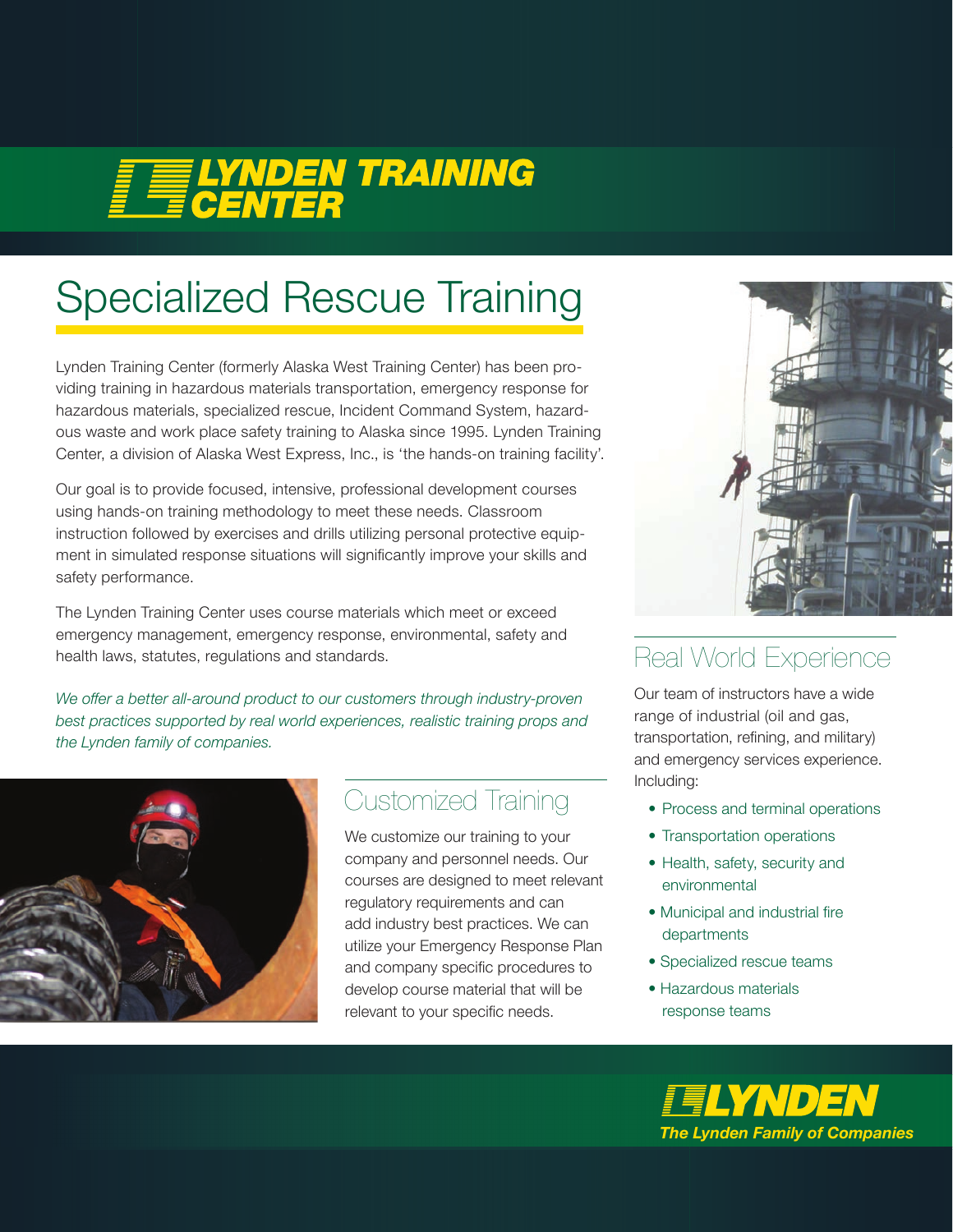# LYNDEN TRAINING CENTER

# Specialized Rescue Training

Lynden Training Center (formerly Alaska West Training Center) has been providing training in hazardous materials transportation, emergency response for hazardous materials, specialized rescue, Incident Command System, hazardous waste and work place safety training to Alaska since 1995. Lynden Training Center, a division of Alaska West Express, Inc., is 'the hands-on training facility'.

Our goal is to provide focused, intensive, professional development courses using hands-on training methodology to meet these needs. Classroom instruction followed by exercises and drills utilizing personal protective equipment in simulated response situations will significantly improve your skills and safety performance.

The Lynden Training Center uses course materials which meet or exceed emergency management, emergency response, environmental, safety and health laws, statutes, regulations and standards.

*We offer a better all-around product to our customers through industry-proven best practices supported by real world experiences, realistic training props and the Lynden family of companies.*

## Customized Training

We customize our training to your company and personnel needs. Our courses are designed to meet relevant regulatory requirements and can add industry best practices. We can utilize your Emergency Response Plan and company specific procedures to develop course material that will be relevant to your specific needs.

## Real World Experience

Our team of instructors have a wide range of industrial (oil and gas, transportation, refining, and military) and emergency services experience. Including:

- Process and terminal operations
- Transportation operations
- Health, safety, security and environmental
- Municipal and industrial fire departments
- Specialized rescue teams
- Hazardous materials response teams

**LYNDEN**
***The Lynden Family of Companies***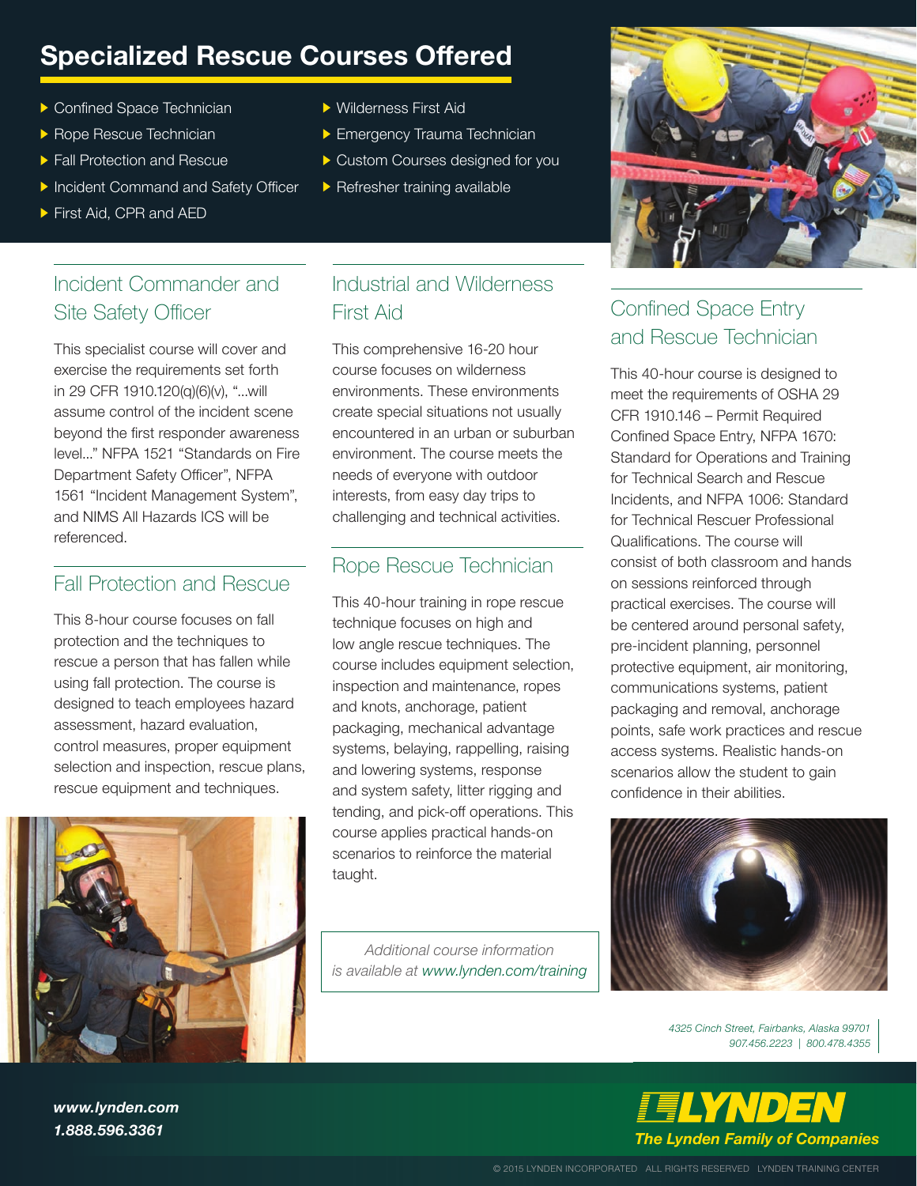# Specialized Rescue Courses Offered

- Confined Space Technician
- Rope Rescue Technician
- Fall Protection and Rescue
- Incident Command and Safety Officer
- First Aid, CPR and AED
- Wilderness First Aid
- Emergency Trauma Technician
- Custom Courses designed for you
- Refresher training available

## Incident Commander and Site Safety Officer

This specialist course will cover and exercise the requirements set forth in 29 CFR 1910.120(q)(6)(v), "...will assume control of the incident scene beyond the first responder awareness level..." NFPA 1521 "Standards on Fire Department Safety Officer", NFPA 1561 "Incident Management System", and NIMS All Hazards ICS will be referenced.

## Fall Protection and Rescue

This 8-hour course focuses on fall protection and the techniques to rescue a person that has fallen while using fall protection. The course is designed to teach employees hazard assessment, hazard evaluation, control measures, proper equipment selection and inspection, rescue plans, rescue equipment and techniques.

## Industrial and Wilderness First Aid

This comprehensive 16-20 hour course focuses on wilderness environments. These environments create special situations not usually encountered in an urban or suburban environment. The course meets the needs of everyone with outdoor interests, from easy day trips to challenging and technical activities.

## Rope Rescue Technician

This 40-hour training in rope rescue technique focuses on high and low angle rescue techniques. The course includes equipment selection, inspection and maintenance, ropes and knots, anchorage, patient packaging, mechanical advantage systems, belaying, rappelling, raising and lowering systems, response and system safety, litter rigging and tending, and pick-off operations. This course applies practical hands-on scenarios to reinforce the material taught.

*Additional course information is available at www.lynden.com/training*

## Confined Space Entry and Rescue Technician

This 40-hour course is designed to meet the requirements of OSHA 29 CFR 1910.146 – Permit Required Confined Space Entry, NFPA 1670: Standard for Operations and Training for Technical Search and Rescue Incidents, and NFPA 1006: Standard for Technical Rescuer Professional Qualifications. The course will consist of both classroom and hands on sessions reinforced through practical exercises. The course will be centered around personal safety, pre-incident planning, personnel protective equipment, air monitoring, communications systems, patient packaging and removal, anchorage points, safe work practices and rescue access systems. Realistic hands-on scenarios allow the student to gain confidence in their abilities.

*4325 Cinch Street, Fairbanks, Alaska 99701*
*907.456.2223 | 800.478.4355*

***www.lynden.com***
***1.888.596.3361***

**LYNDEN**
***The Lynden Family of Companies***

© 2015 LYNDEN INCORPORATED ALL RIGHTS RESERVED LYNDEN TRAINING CENTER